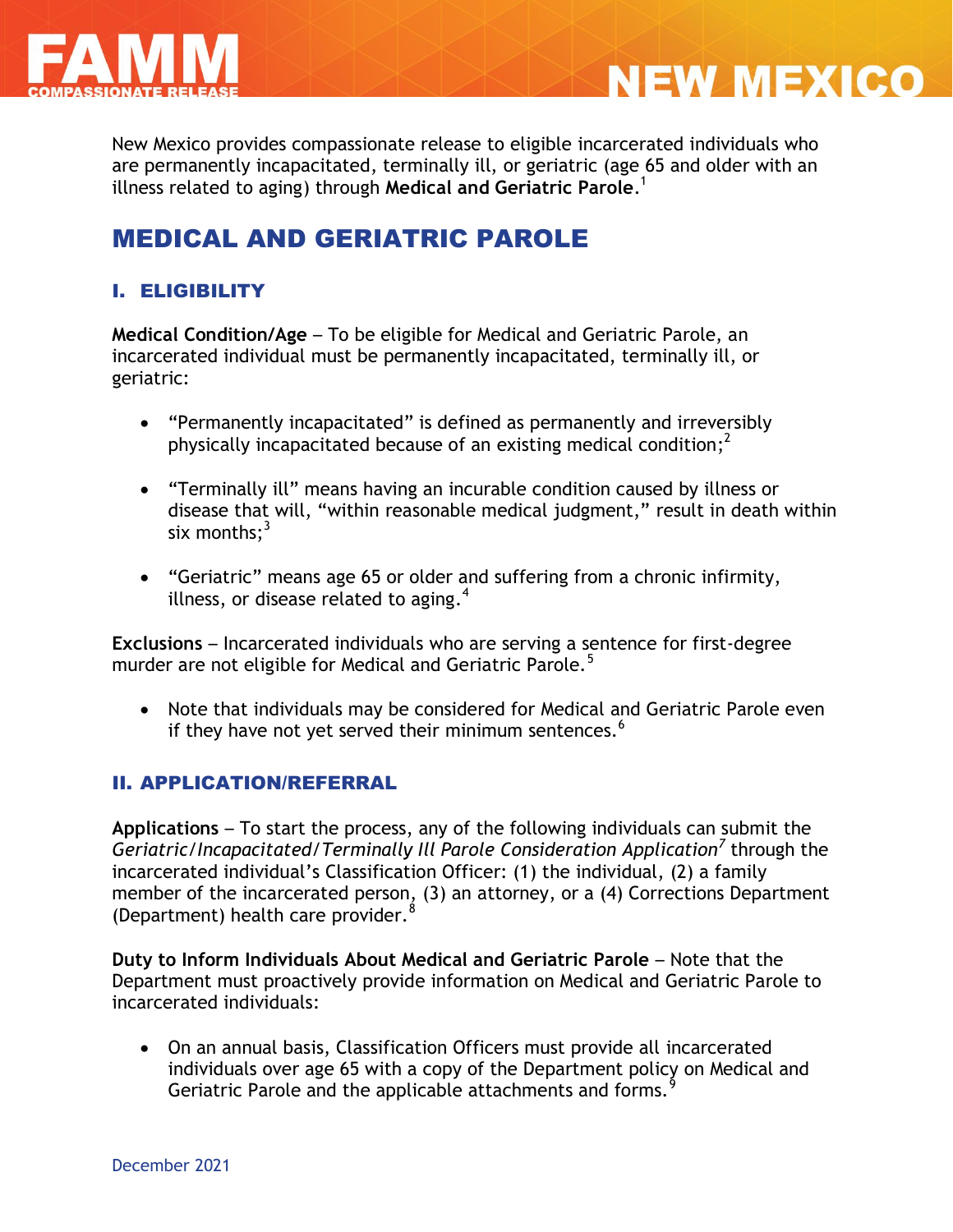# FAMM COMPASSIONATE RELEASE — NEW MEXICO

New Mexico provides compassionate release to eligible incarcerated individuals who are permanently incapacitated, terminally ill, or geriatric (age 65 and older with an illness related to aging) through **Medical and Geriatric Parole**.[1]

## MEDICAL AND GERIATRIC PAROLE

### I. ELIGIBILITY

**Medical Condition/Age** – To be eligible for Medical and Geriatric Parole, an incarcerated individual must be permanently incapacitated, terminally ill, or geriatric:

- "Permanently incapacitated" is defined as permanently and irreversibly physically incapacitated because of an existing medical condition;[2]
- "Terminally ill" means having an incurable condition caused by illness or disease that will, "within reasonable medical judgment," result in death within six months;[3]
- "Geriatric" means age 65 or older and suffering from a chronic infirmity, illness, or disease related to aging.[4]

**Exclusions** – Incarcerated individuals who are serving a sentence for first-degree murder are not eligible for Medical and Geriatric Parole.[5]

- Note that individuals may be considered for Medical and Geriatric Parole even if they have not yet served their minimum sentences.[6]

### II. APPLICATION/REFERRAL

**Applications** – To start the process, any of the following individuals can submit the *Geriatric/Incapacitated/Terminally Ill Parole Consideration Application*[7] through the incarcerated individual's Classification Officer: (1) the individual, (2) a family member of the incarcerated person, (3) an attorney, or a (4) Corrections Department (Department) health care provider.[8]

**Duty to Inform Individuals About Medical and Geriatric Parole** – Note that the Department must proactively provide information on Medical and Geriatric Parole to incarcerated individuals:

- On an annual basis, Classification Officers must provide all incarcerated individuals over age 65 with a copy of the Department policy on Medical and Geriatric Parole and the applicable attachments and forms.[9]

December 2021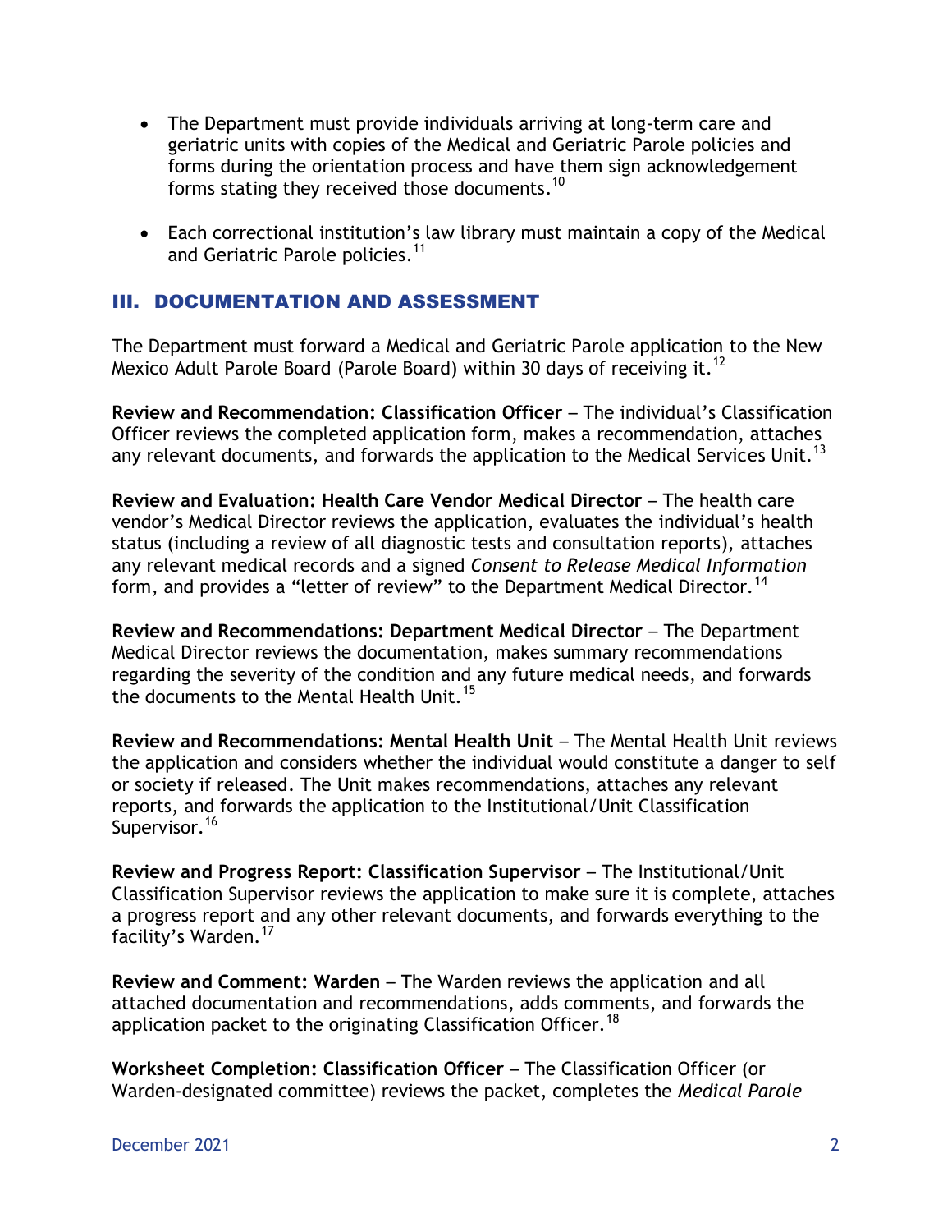- The Department must provide individuals arriving at long-term care and geriatric units with copies of the Medical and Geriatric Parole policies and forms during the orientation process and have them sign acknowledgement forms stating they received those documents.[10]

- Each correctional institution's law library must maintain a copy of the Medical and Geriatric Parole policies.[11]

## III. DOCUMENTATION AND ASSESSMENT

The Department must forward a Medical and Geriatric Parole application to the New Mexico Adult Parole Board (Parole Board) within 30 days of receiving it.[12]

**Review and Recommendation: Classification Officer** – The individual's Classification Officer reviews the completed application form, makes a recommendation, attaches any relevant documents, and forwards the application to the Medical Services Unit.[13]

**Review and Evaluation: Health Care Vendor Medical Director** – The health care vendor's Medical Director reviews the application, evaluates the individual's health status (including a review of all diagnostic tests and consultation reports), attaches any relevant medical records and a signed *Consent to Release Medical Information* form, and provides a "letter of review" to the Department Medical Director.[14]

**Review and Recommendations: Department Medical Director** – The Department Medical Director reviews the documentation, makes summary recommendations regarding the severity of the condition and any future medical needs, and forwards the documents to the Mental Health Unit.[15]

**Review and Recommendations: Mental Health Unit** – The Mental Health Unit reviews the application and considers whether the individual would constitute a danger to self or society if released. The Unit makes recommendations, attaches any relevant reports, and forwards the application to the Institutional/Unit Classification Supervisor.[16]

**Review and Progress Report: Classification Supervisor** – The Institutional/Unit Classification Supervisor reviews the application to make sure it is complete, attaches a progress report and any other relevant documents, and forwards everything to the facility's Warden.[17]

**Review and Comment: Warden** – The Warden reviews the application and all attached documentation and recommendations, adds comments, and forwards the application packet to the originating Classification Officer.[18]

**Worksheet Completion: Classification Officer** – The Classification Officer (or Warden-designated committee) reviews the packet, completes the *Medical Parole*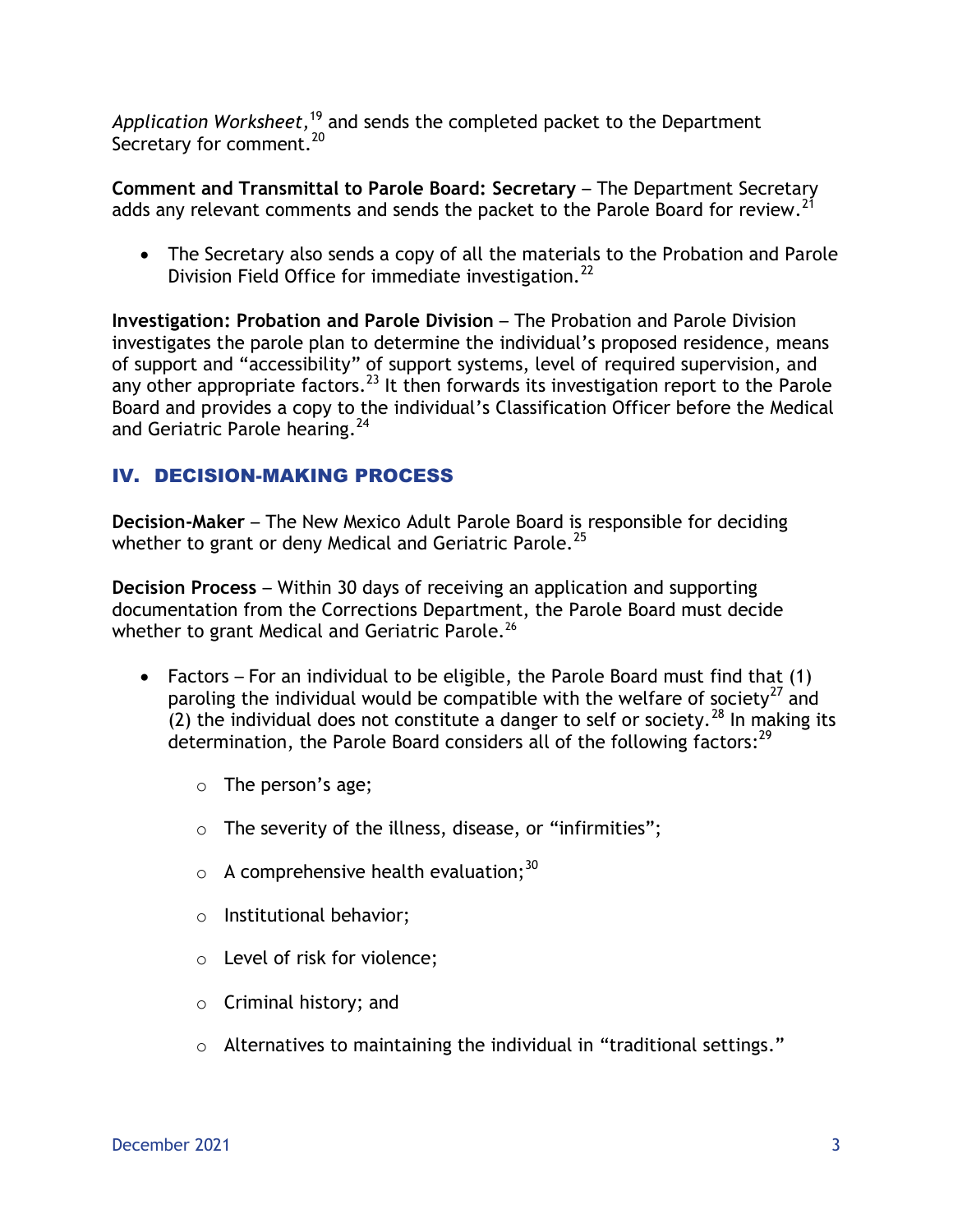*Application Worksheet*,[19] and sends the completed packet to the Department Secretary for comment.[20]

**Comment and Transmittal to Parole Board: Secretary** – The Department Secretary adds any relevant comments and sends the packet to the Parole Board for review.[21]

- The Secretary also sends a copy of all the materials to the Probation and Parole Division Field Office for immediate investigation.[22]

**Investigation: Probation and Parole Division** – The Probation and Parole Division investigates the parole plan to determine the individual's proposed residence, means of support and "accessibility" of support systems, level of required supervision, and any other appropriate factors.[23] It then forwards its investigation report to the Parole Board and provides a copy to the individual's Classification Officer before the Medical and Geriatric Parole hearing.[24]

## IV. DECISION-MAKING PROCESS

**Decision-Maker** – The New Mexico Adult Parole Board is responsible for deciding whether to grant or deny Medical and Geriatric Parole.[25]

**Decision Process** – Within 30 days of receiving an application and supporting documentation from the Corrections Department, the Parole Board must decide whether to grant Medical and Geriatric Parole.[26]

- Factors – For an individual to be eligible, the Parole Board must find that (1) paroling the individual would be compatible with the welfare of society[27] and (2) the individual does not constitute a danger to self or society.[28] In making its determination, the Parole Board considers all of the following factors:[29]
  - The person's age;
  - The severity of the illness, disease, or "infirmities";
  - A comprehensive health evaluation;[30]
  - Institutional behavior;
  - Level of risk for violence;
  - Criminal history; and
  - Alternatives to maintaining the individual in "traditional settings."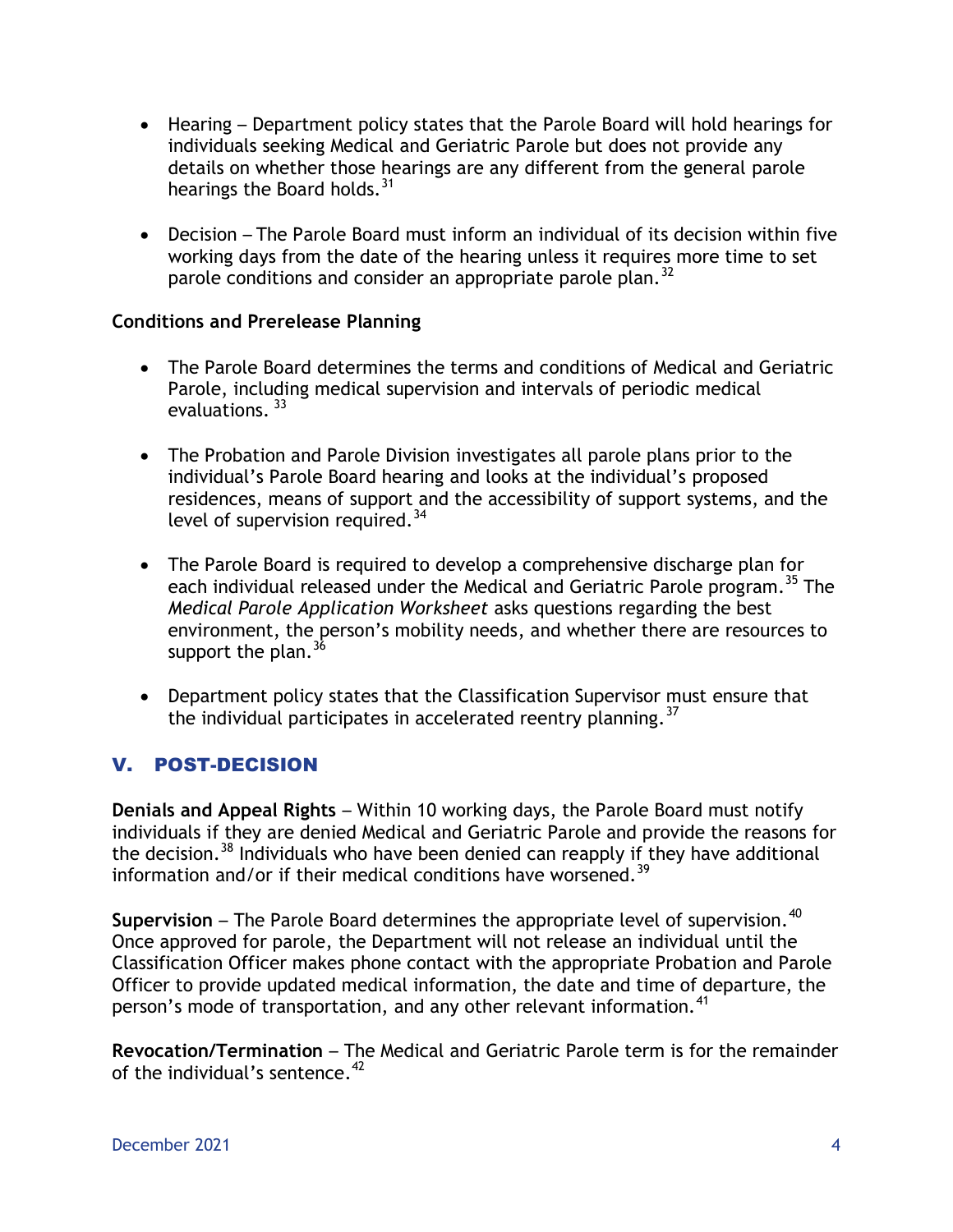- Hearing – Department policy states that the Parole Board will hold hearings for individuals seeking Medical and Geriatric Parole but does not provide any details on whether those hearings are any different from the general parole hearings the Board holds.[31]

- Decision – The Parole Board must inform an individual of its decision within five working days from the date of the hearing unless it requires more time to set parole conditions and consider an appropriate parole plan.[32]

**Conditions and Prerelease Planning**

- The Parole Board determines the terms and conditions of Medical and Geriatric Parole, including medical supervision and intervals of periodic medical evaluations.[33]

- The Probation and Parole Division investigates all parole plans prior to the individual's Parole Board hearing and looks at the individual's proposed residences, means of support and the accessibility of support systems, and the level of supervision required.[34]

- The Parole Board is required to develop a comprehensive discharge plan for each individual released under the Medical and Geriatric Parole program.[35] The *Medical Parole Application Worksheet* asks questions regarding the best environment, the person's mobility needs, and whether there are resources to support the plan.[36]

- Department policy states that the Classification Supervisor must ensure that the individual participates in accelerated reentry planning.[37]

## V. POST-DECISION

**Denials and Appeal Rights** – Within 10 working days, the Parole Board must notify individuals if they are denied Medical and Geriatric Parole and provide the reasons for the decision.[38] Individuals who have been denied can reapply if they have additional information and/or if their medical conditions have worsened.[39]

**Supervision** – The Parole Board determines the appropriate level of supervision.[40] Once approved for parole, the Department will not release an individual until the Classification Officer makes phone contact with the appropriate Probation and Parole Officer to provide updated medical information, the date and time of departure, the person's mode of transportation, and any other relevant information.[41]

**Revocation/Termination** – The Medical and Geriatric Parole term is for the remainder of the individual's sentence.[42]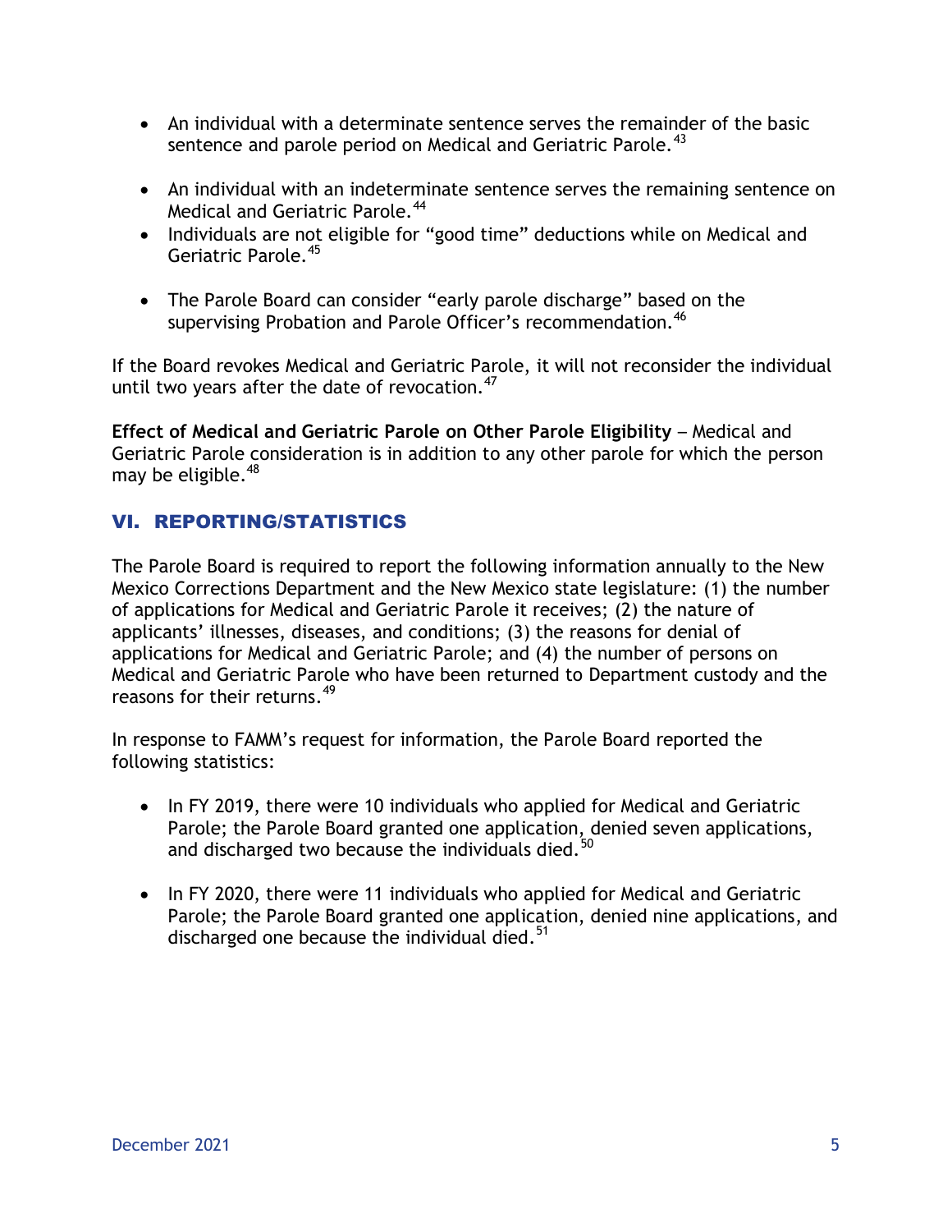- An individual with a determinate sentence serves the remainder of the basic sentence and parole period on Medical and Geriatric Parole.[43]
- An individual with an indeterminate sentence serves the remaining sentence on Medical and Geriatric Parole.[44]
- Individuals are not eligible for "good time" deductions while on Medical and Geriatric Parole.[45]
- The Parole Board can consider "early parole discharge" based on the supervising Probation and Parole Officer's recommendation.[46]

If the Board revokes Medical and Geriatric Parole, it will not reconsider the individual until two years after the date of revocation.[47]

**Effect of Medical and Geriatric Parole on Other Parole Eligibility** – Medical and Geriatric Parole consideration is in addition to any other parole for which the person may be eligible.[48]

## VI. REPORTING/STATISTICS

The Parole Board is required to report the following information annually to the New Mexico Corrections Department and the New Mexico state legislature: (1) the number of applications for Medical and Geriatric Parole it receives; (2) the nature of applicants' illnesses, diseases, and conditions; (3) the reasons for denial of applications for Medical and Geriatric Parole; and (4) the number of persons on Medical and Geriatric Parole who have been returned to Department custody and the reasons for their returns.[49]

In response to FAMM's request for information, the Parole Board reported the following statistics:

- In FY 2019, there were 10 individuals who applied for Medical and Geriatric Parole; the Parole Board granted one application, denied seven applications, and discharged two because the individuals died.[50]
- In FY 2020, there were 11 individuals who applied for Medical and Geriatric Parole; the Parole Board granted one application, denied nine applications, and discharged one because the individual died.[51]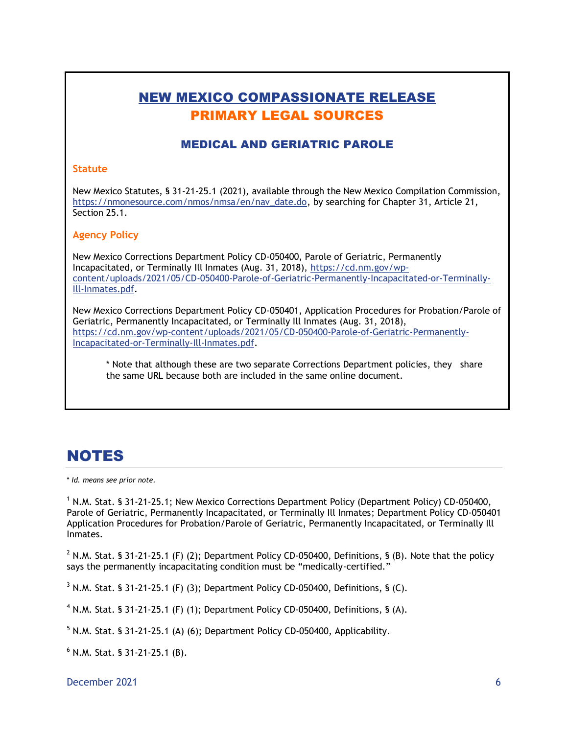# NEW MEXICO COMPASSIONATE RELEASE

## PRIMARY LEGAL SOURCES

### MEDICAL AND GERIATRIC PAROLE

**Statute**

New Mexico Statutes, § 31-21-25.1 (2021), available through the New Mexico Compilation Commission, https://nmonesource.com/nmos/nmsa/en/nav_date.do, by searching for Chapter 31, Article 21, Section 25.1.

**Agency Policy**

New Mexico Corrections Department Policy CD-050400, Parole of Geriatric, Permanently Incapacitated, or Terminally Ill Inmates (Aug. 31, 2018), https://cd.nm.gov/wp-content/uploads/2021/05/CD-050400-Parole-of-Geriatric-Permanently-Incapacitated-or-Terminally-Ill-Inmates.pdf.

New Mexico Corrections Department Policy CD-050401, Application Procedures for Probation/Parole of Geriatric, Permanently Incapacitated, or Terminally Ill Inmates (Aug. 31, 2018), https://cd.nm.gov/wp-content/uploads/2021/05/CD-050400-Parole-of-Geriatric-Permanently-Incapacitated-or-Terminally-Ill-Inmates.pdf.

> * Note that although these are two separate Corrections Department policies, they share the same URL because both are included in the same online document.

# NOTES

*\* Id. means see prior note.*

[1] N.M. Stat. § 31-21-25.1; New Mexico Corrections Department Policy (Department Policy) CD-050400, Parole of Geriatric, Permanently Incapacitated, or Terminally Ill Inmates; Department Policy CD-050401 Application Procedures for Probation/Parole of Geriatric, Permanently Incapacitated, or Terminally Ill Inmates.

[2] N.M. Stat. § 31-21-25.1 (F) (2); Department Policy CD-050400, Definitions, § (B). Note that the policy says the permanently incapacitating condition must be "medically-certified."

[3] N.M. Stat. § 31-21-25.1 (F) (3); Department Policy CD-050400, Definitions, § (C).

[4] N.M. Stat. § 31-21-25.1 (F) (1); Department Policy CD-050400, Definitions, § (A).

[5] N.M. Stat. § 31-21-25.1 (A) (6); Department Policy CD-050400, Applicability.

[6] N.M. Stat. § 31-21-25.1 (B).

December 2021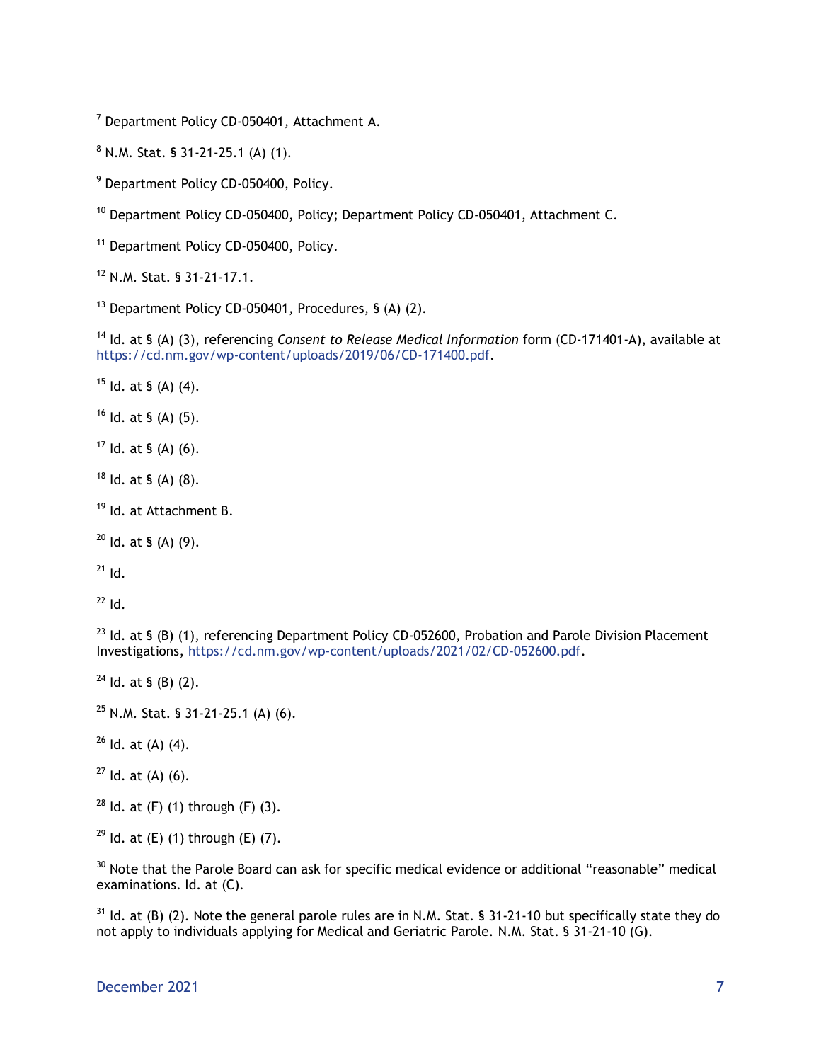[7] Department Policy CD-050401, Attachment A.

[8] N.M. Stat. § 31-21-25.1 (A) (1).

[9] Department Policy CD-050400, Policy.

[10] Department Policy CD-050400, Policy; Department Policy CD-050401, Attachment C.

[11] Department Policy CD-050400, Policy.

[12] N.M. Stat. § 31-21-17.1.

[13] Department Policy CD-050401, Procedures, § (A) (2).

[14] Id. at § (A) (3), referencing *Consent to Release Medical Information* form (CD-171401-A), available at https://cd.nm.gov/wp-content/uploads/2019/06/CD-171400.pdf.

[15] Id. at § (A) (4).

[16] Id. at § (A) (5).

[17] Id. at § (A) (6).

[18] Id. at § (A) (8).

[19] Id. at Attachment B.

[20] Id. at § (A) (9).

[21] Id.

[22] Id.

[23] Id. at § (B) (1), referencing Department Policy CD-052600, Probation and Parole Division Placement Investigations, https://cd.nm.gov/wp-content/uploads/2021/02/CD-052600.pdf.

[24] Id. at § (B) (2).

[25] N.M. Stat. § 31-21-25.1 (A) (6).

[26] Id. at (A) (4).

[27] Id. at (A) (6).

[28] Id. at (F) (1) through (F) (3).

[29] Id. at (E) (1) through (E) (7).

[30] Note that the Parole Board can ask for specific medical evidence or additional "reasonable" medical examinations. Id. at (C).

[31] Id. at (B) (2). Note the general parole rules are in N.M. Stat. § 31-21-10 but specifically state they do not apply to individuals applying for Medical and Geriatric Parole. N.M. Stat. § 31-21-10 (G).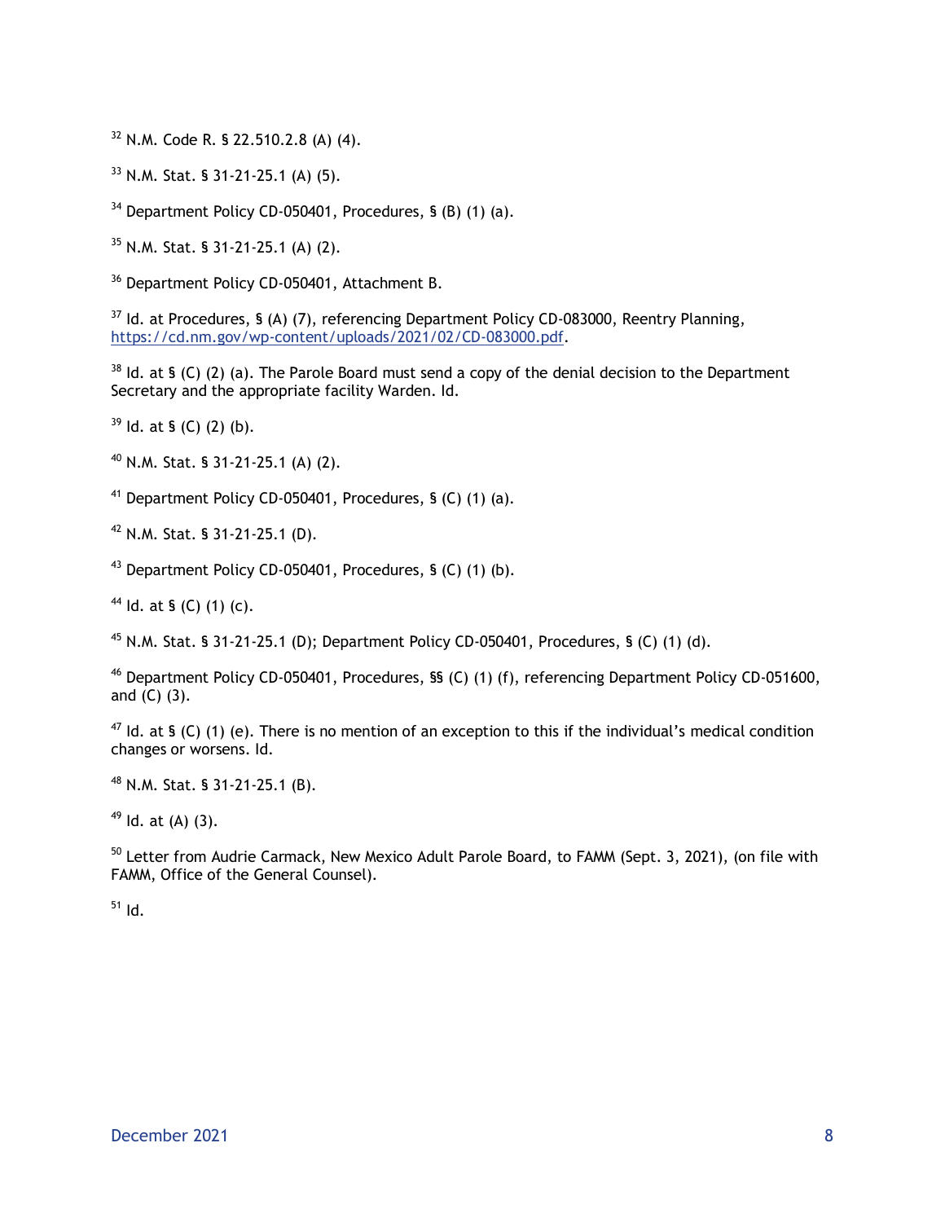[32] N.M. Code R. § 22.510.2.8 (A) (4).

[33] N.M. Stat. § 31-21-25.1 (A) (5).

[34] Department Policy CD-050401, Procedures, § (B) (1) (a).

[35] N.M. Stat. § 31-21-25.1 (A) (2).

[36] Department Policy CD-050401, Attachment B.

[37] Id. at Procedures, § (A) (7), referencing Department Policy CD-083000, Reentry Planning, https://cd.nm.gov/wp-content/uploads/2021/02/CD-083000.pdf.

[38] Id. at § (C) (2) (a). The Parole Board must send a copy of the denial decision to the Department Secretary and the appropriate facility Warden. Id.

[39] Id. at § (C) (2) (b).

[40] N.M. Stat. § 31-21-25.1 (A) (2).

[41] Department Policy CD-050401, Procedures, § (C) (1) (a).

[42] N.M. Stat. § 31-21-25.1 (D).

[43] Department Policy CD-050401, Procedures, § (C) (1) (b).

[44] Id. at § (C) (1) (c).

[45] N.M. Stat. § 31-21-25.1 (D); Department Policy CD-050401, Procedures, § (C) (1) (d).

[46] Department Policy CD-050401, Procedures, §§ (C) (1) (f), referencing Department Policy CD-051600, and (C) (3).

[47] Id. at § (C) (1) (e). There is no mention of an exception to this if the individual's medical condition changes or worsens. Id.

[48] N.M. Stat. § 31-21-25.1 (B).

[49] Id. at (A) (3).

[50] Letter from Audrie Carmack, New Mexico Adult Parole Board, to FAMM (Sept. 3, 2021), (on file with FAMM, Office of the General Counsel).

[51] Id.